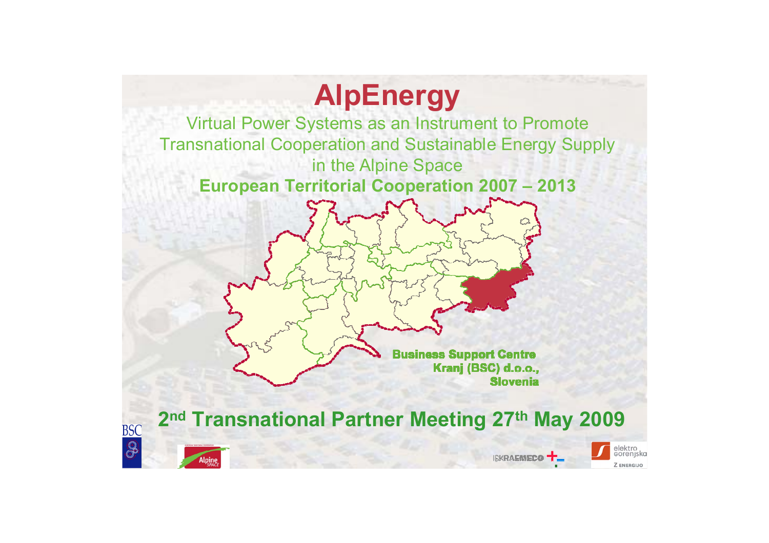# AlpEnergy

Virtual Power Systems as an Instrument to Promote Transnational Cooperation and Sustainable Energy Supply in the Alpine Space

**European Territorial Cooperation 2007 – 2013**

**Business Support Centre Kranj (BSC) d.o.o., Slovenia**

## 2nd Transnational Partner Meeting 27th May 2009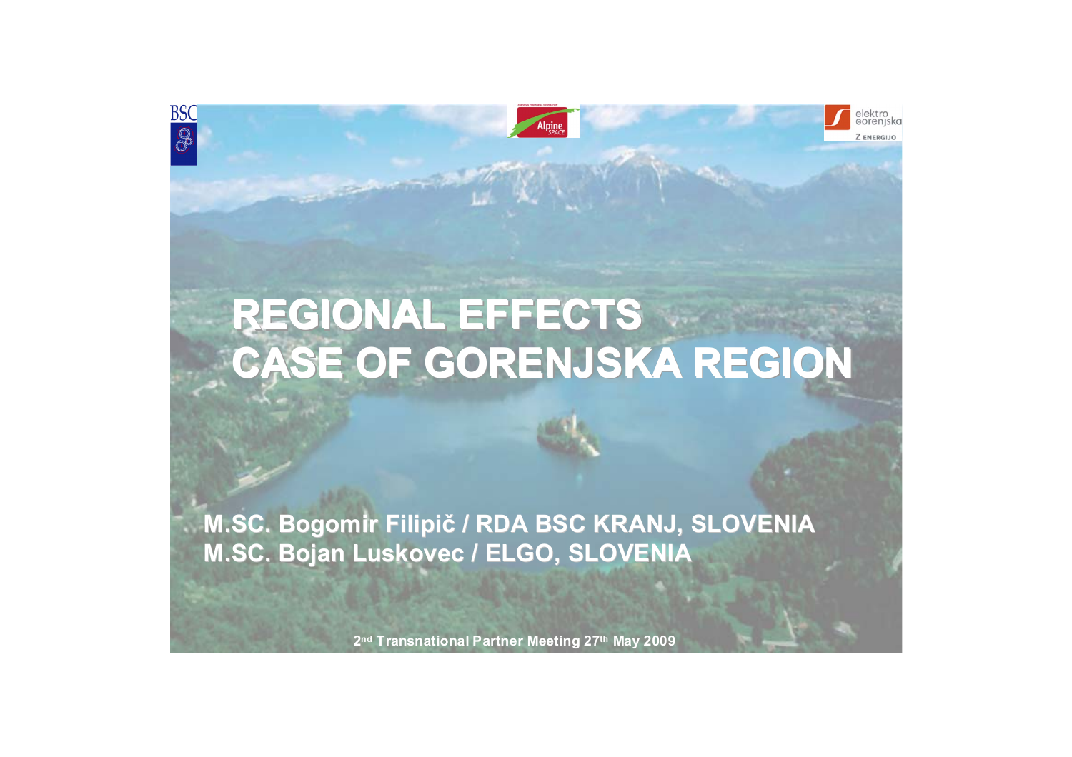# REGIONAL EFFECTS CASE OF GORENJSKA REGION

**M.SC. Bogomir Filipič / RDA BSC KRANJ, SLOVENIA**
**M.SC. Bojan Luskovec / ELGO, SLOVENIA**

2nd Transnational Partner Meeting 27th May 2009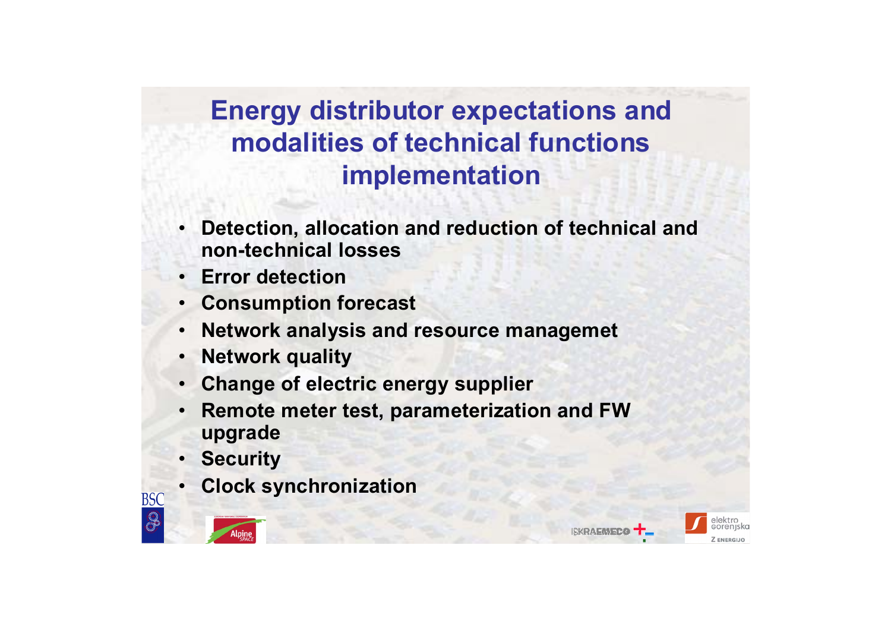# Energy distributor expectations and modalities of technical functions implementation

- **Detection, allocation and reduction of technical and non-technical losses**
- **Error detection**
- **Consumption forecast**
- **Network analysis and resource managemet**
- **Network quality**
- **Change of electric energy supplier**
- **Remote meter test, parameterization and FW upgrade**
- **Security**
- **Clock synchronization**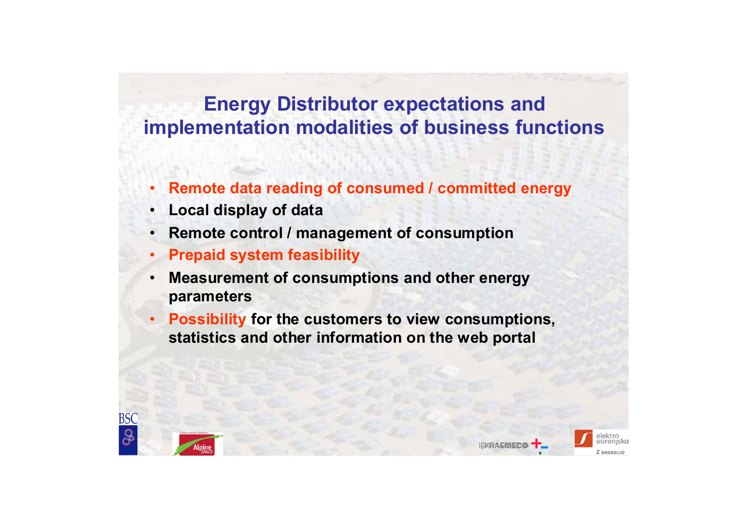# Energy Distributor expectations and implementation modalities of business functions

- **Remote data reading of consumed / committed energy**
- **Local display of data**
- **Remote control / management of consumption**
- **Prepaid system feasibility**
- **Measurement of consumptions and other energy parameters**
- **Possibility for the customers to view consumptions, statistics and other information on the web portal**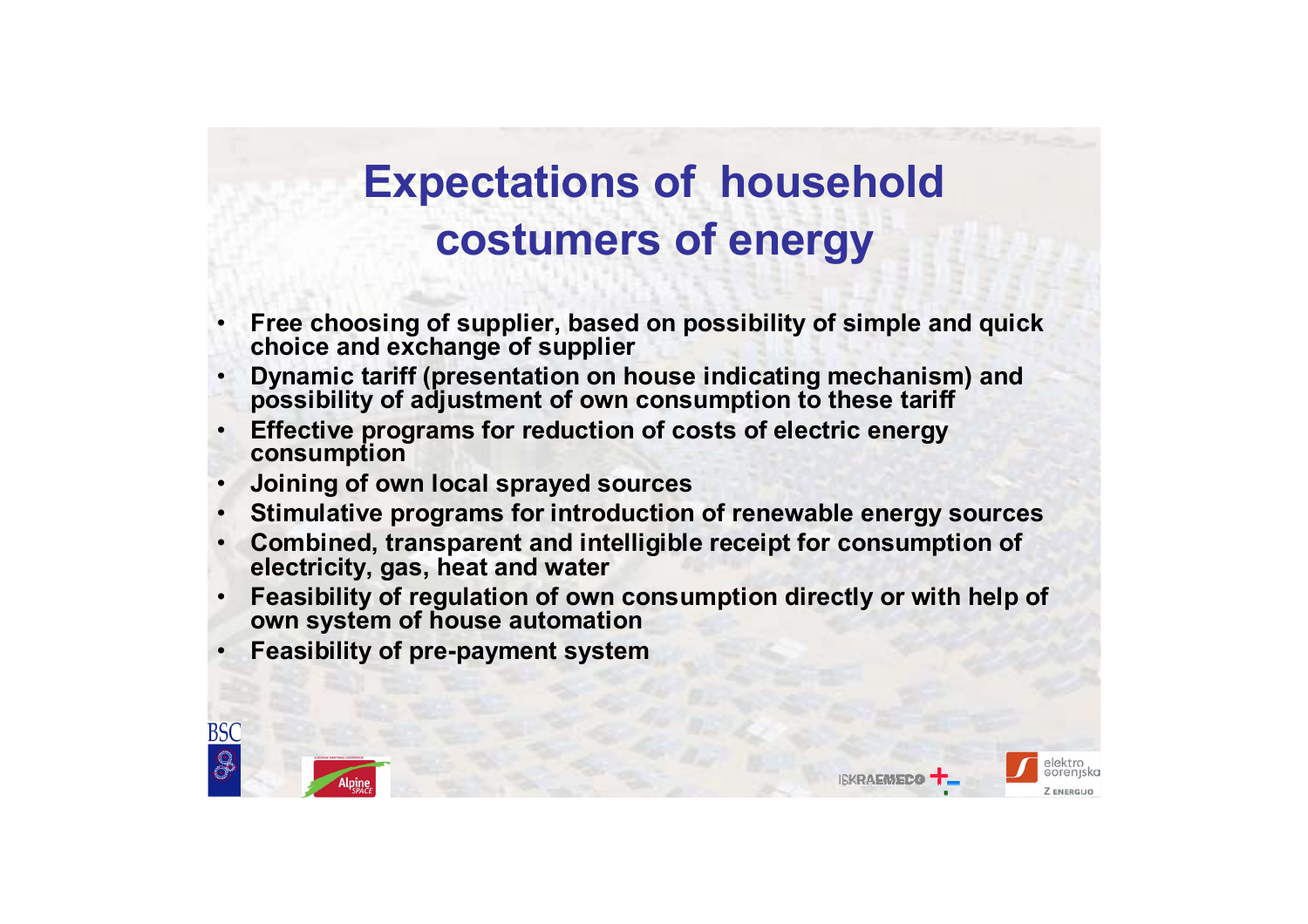# Expectations of household costumers of energy

- Free choosing of supplier, based on possibility of simple and quick choice and exchange of supplier
- Dynamic tariff (presentation on house indicating mechanism) and possibility of adjustment of own consumption to these tariff
- Effective programs for reduction of costs of electric energy consumption
- Joining of own local sprayed sources
- Stimulative programs for introduction of renewable energy sources
- Combined, transparent and intelligible receipt for consumption of electricity, gas, heat and water
- Feasibility of regulation of own consumption directly or with help of own system of house automation
- Feasibility of pre-payment system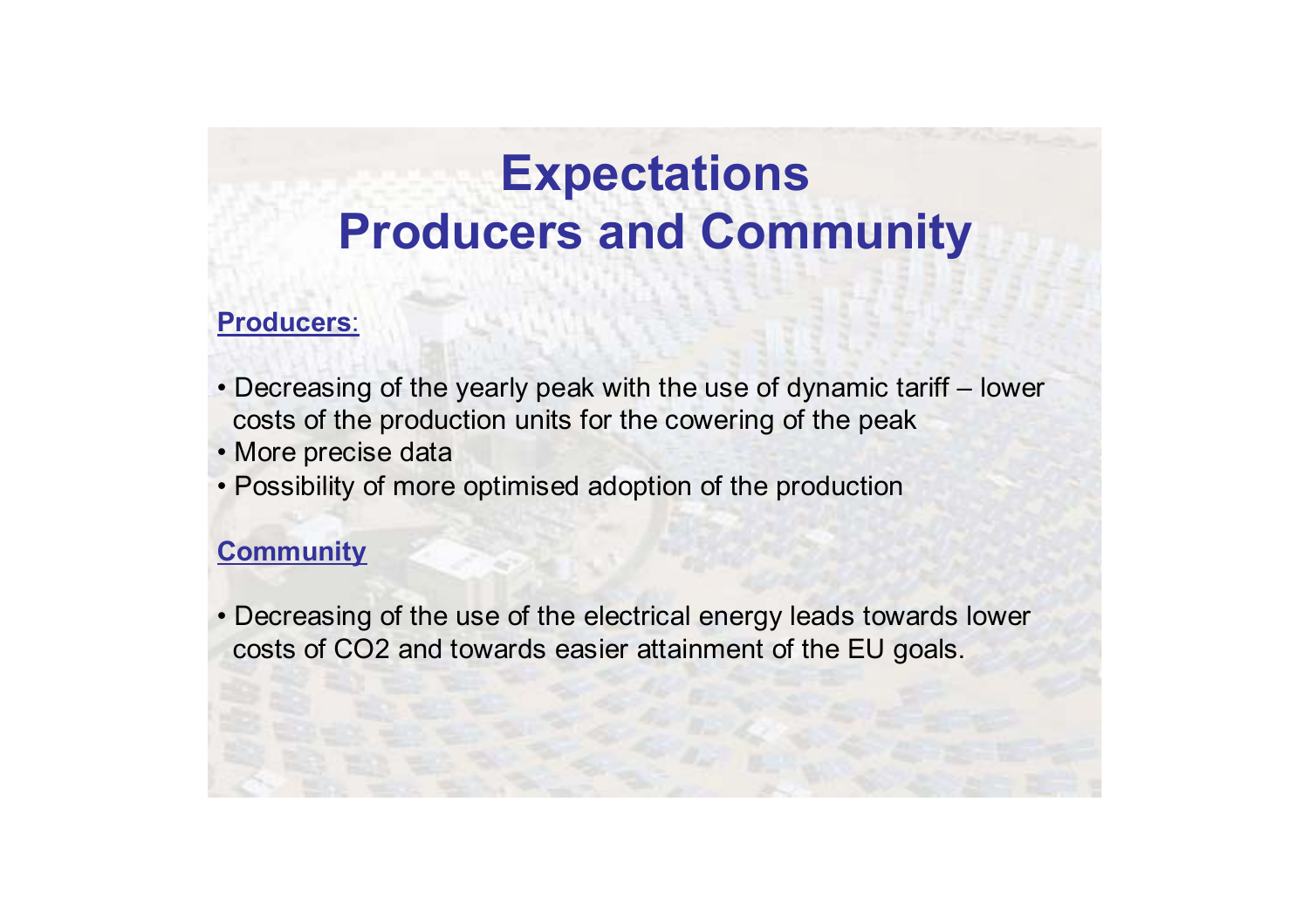# Expectations
# Producers and Community

**Producers**:

- Decreasing of the yearly peak with the use of dynamic tariff – lower costs of the production units for the cowering of the peak
- More precise data
- Possibility of more optimised adoption of the production

**Community**

- Decreasing of the use of the electrical energy leads towards lower costs of $CO_2$ and towards easier attainment of the EU goals.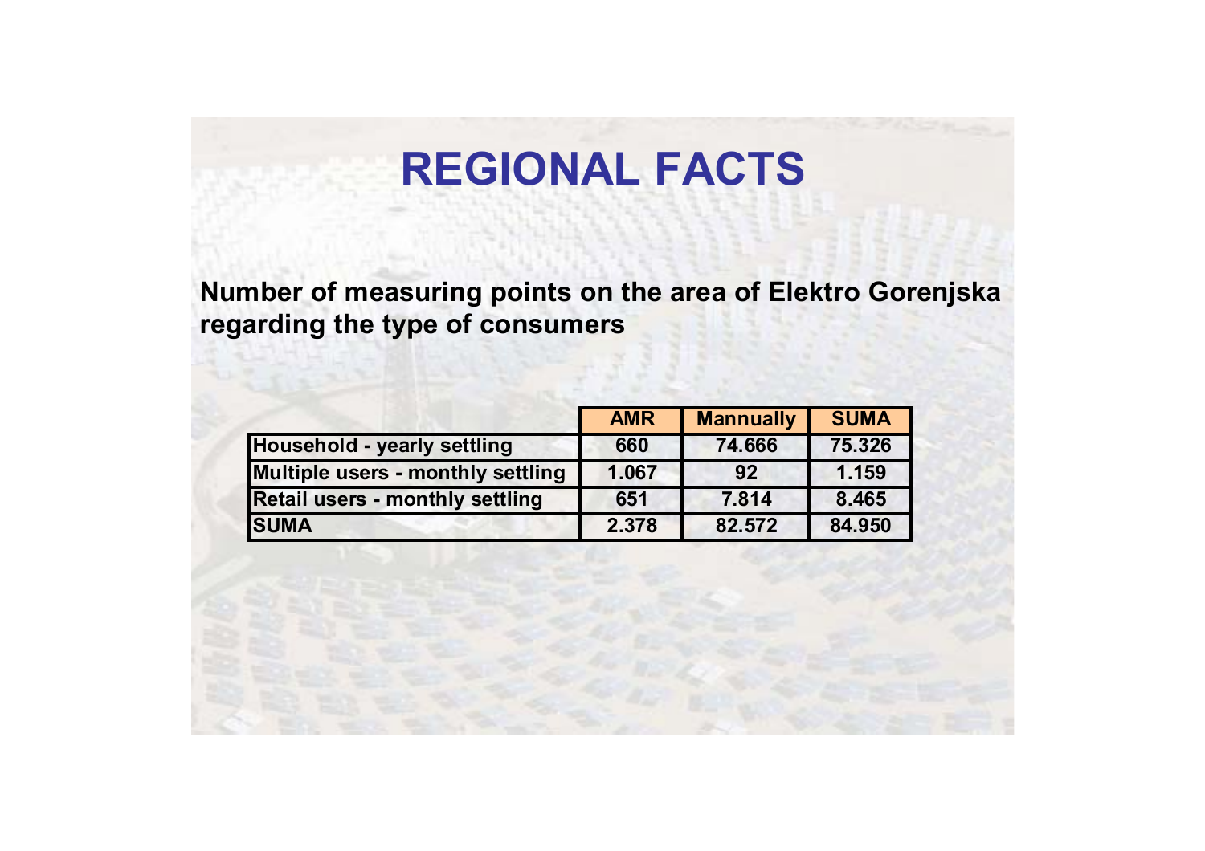# REGIONAL FACTS

**Number of measuring points on the area of Elektro Gorenjska regarding the type of consumers**

| | AMR | Mannually | SUMA |
|---|---|---|---|
| Household - yearly settling | 660 | 74.666 | 75.326 |
| Multiple users - monthly settling | 1.067 | 92 | 1.159 |
| Retail users - monthly settling | 651 | 7.814 | 8.465 |
| SUMA | 2.378 | 82.572 | 84.950 |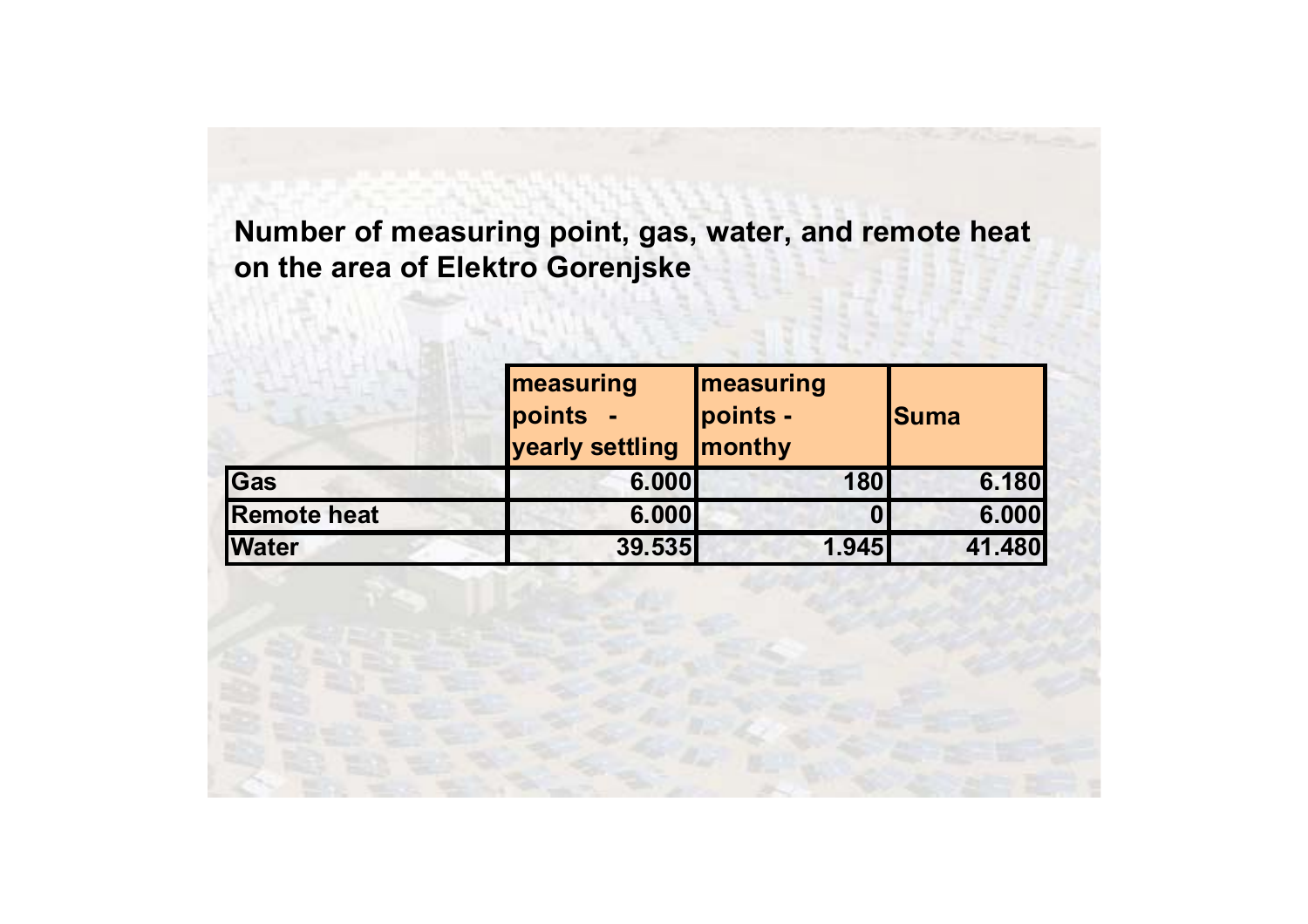**Number of measuring point, gas, water, and remote heat on the area of Elektro Gorenjske**

| | measuring points - yearly settling | measuring points - monthy | Suma |
|---|---|---|---|
| Gas | 6.000 | 180 | 6.180 |
| Remote heat | 6.000 | 0 | 6.000 |
| Water | 39.535 | 1.945 | 41.480 |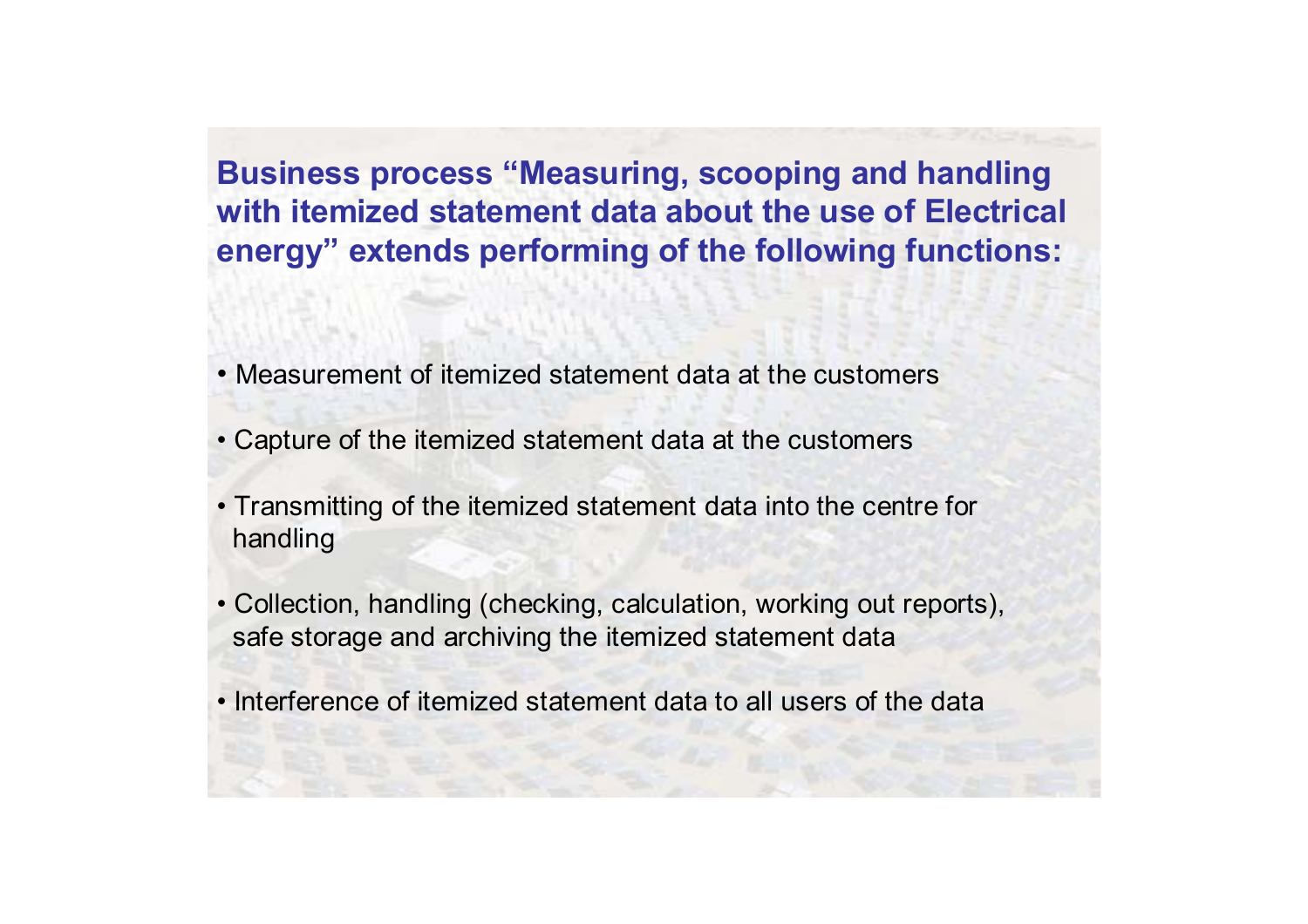**Business process “Measuring, scooping and handling with itemized statement data about the use of Electrical energy” extends performing of the following functions:**

- Measurement of itemized statement data at the customers
- Capture of the itemized statement data at the customers
- Transmitting of the itemized statement data into the centre for handling
- Collection, handling (checking, calculation, working out reports), safe storage and archiving the itemized statement data
- Interference of itemized statement data to all users of the data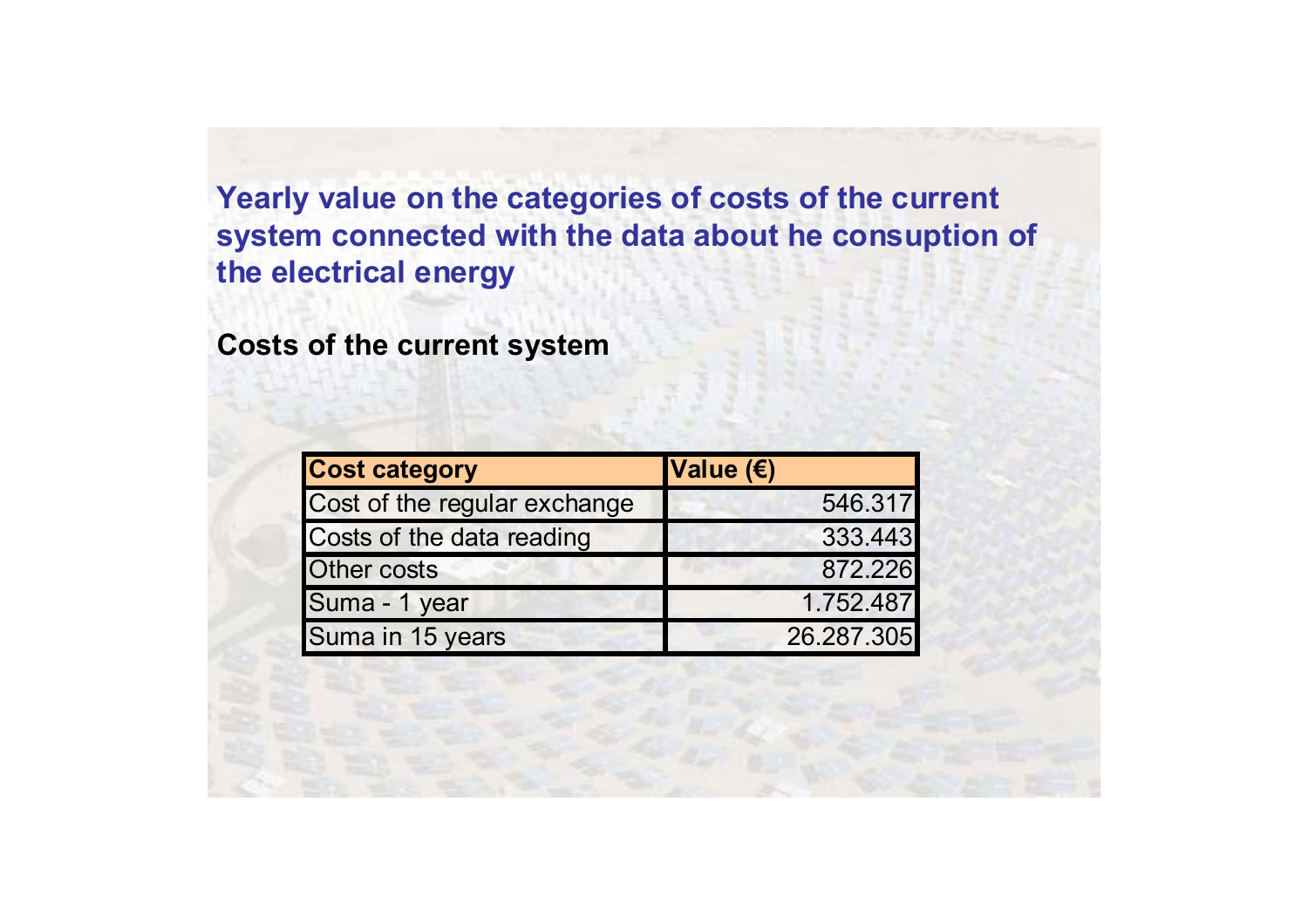## Yearly value on the categories of costs of the current system connected with the data about he consuption of the electrical energy

**Costs of the current system**

| Cost category | Value (€) |
| --- | --- |
| Cost of the regular exchange | 546.317 |
| Costs of the data reading | 333.443 |
| Other costs | 872.226 |
| Suma - 1 year | 1.752.487 |
| Suma in 15 years | 26.287.305 |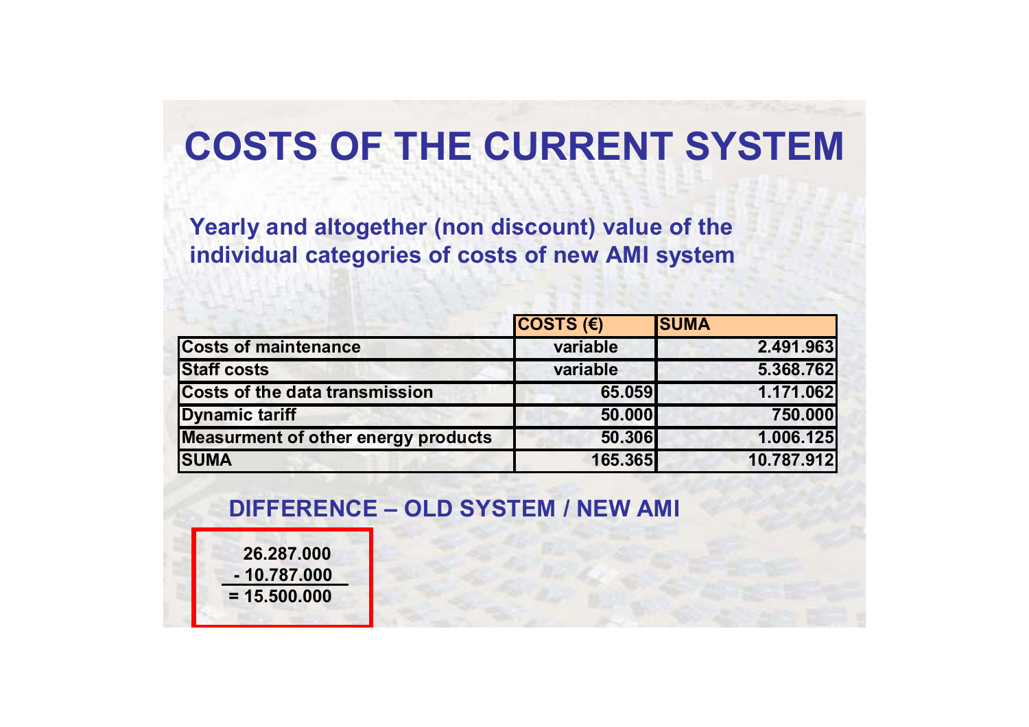# COSTS OF THE CURRENT SYSTEM

**Yearly and altogether (non discount) value of the individual categories of costs of new AMI system**

| | COSTS (€) | SUMA |
|---|---|---|
| Costs of maintenance | variable | 2.491.963 |
| Staff costs | variable | 5.368.762 |
| Costs of the data transmission | 65.059 | 1.171.062 |
| Dynamic tariff | 50.000 | 750.000 |
| Measurment of other energy products | 50.306 | 1.006.125 |
| SUMA | 165.365 | 10.787.912 |

## DIFFERENCE – OLD SYSTEM / NEW AMI

**26.287.000**
**- 10.787.000**
**= 15.500.000**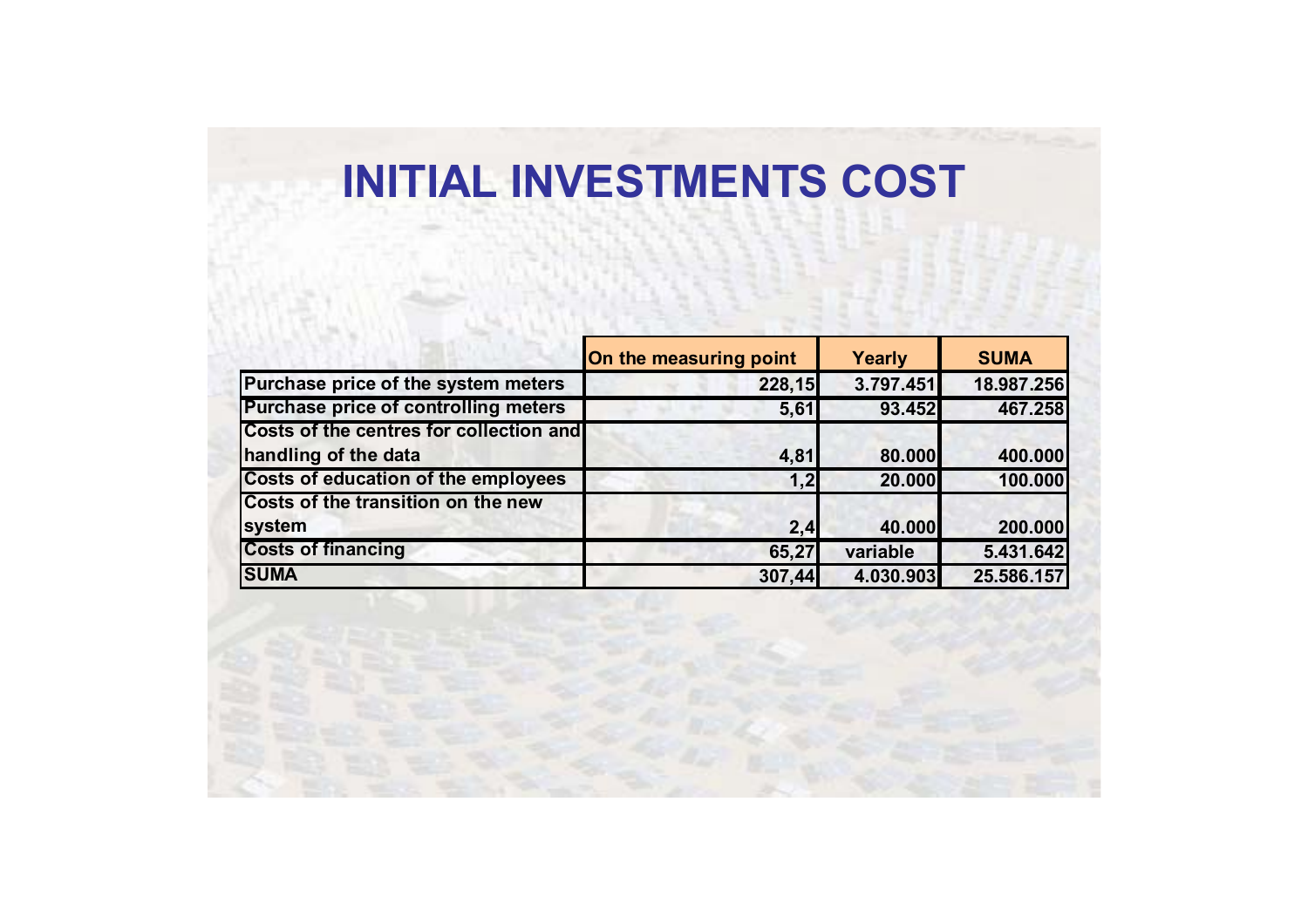# INITIAL INVESTMENTS COST

| | On the measuring point | Yearly | SUMA |
|---|---|---|---|
| Purchase price of the system meters | 228,15 | 3.797.451 | 18.987.256 |
| Purchase price of controlling meters | 5,61 | 93.452 | 467.258 |
| Costs of the centres for collection and handling of the data | 4,81 | 80.000 | 400.000 |
| Costs of education of the employees | 1,2 | 20.000 | 100.000 |
| Costs of the transition on the new system | 2,4 | 40.000 | 200.000 |
| Costs of financing | 65,27 | variable | 5.431.642 |
| SUMA | 307,44 | 4.030.903 | 25.586.157 |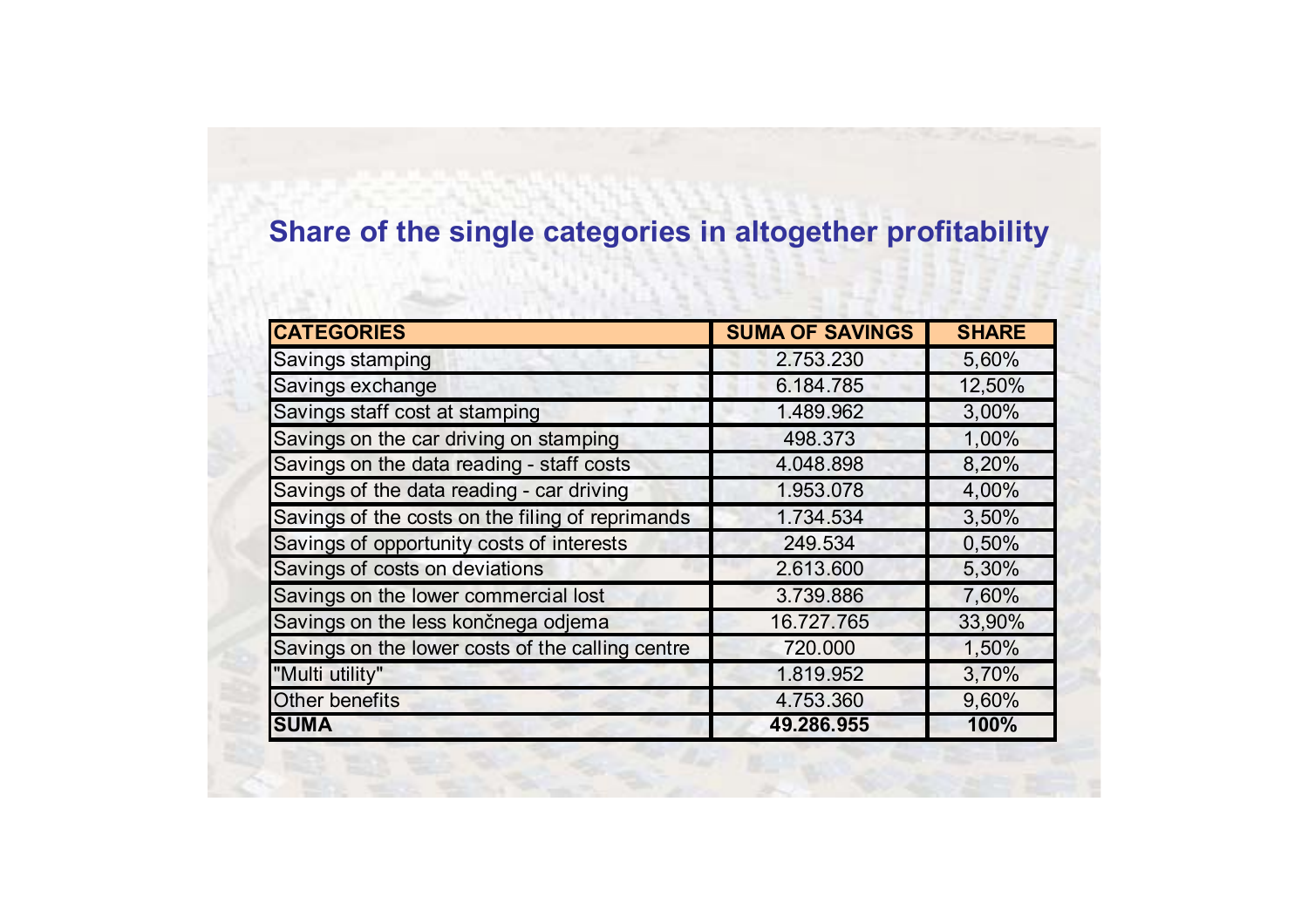## Share of the single categories in altogether profitability

| CATEGORIES | SUMA OF SAVINGS | SHARE |
|---|---|---|
| Savings stamping | 2.753.230 | 5,60% |
| Savings exchange | 6.184.785 | 12,50% |
| Savings staff cost at stamping | 1.489.962 | 3,00% |
| Savings on the car driving on stamping | 498.373 | 1,00% |
| Savings on the data reading - staff costs | 4.048.898 | 8,20% |
| Savings of the data reading - car driving | 1.953.078 | 4,00% |
| Savings of the costs on the filing of reprimands | 1.734.534 | 3,50% |
| Savings of opportunity costs of interests | 249.534 | 0,50% |
| Savings of costs on deviations | 2.613.600 | 5,30% |
| Savings on the lower commercial lost | 3.739.886 | 7,60% |
| Savings on the less končnega odjema | 16.727.765 | 33,90% |
| Savings on the lower costs of the calling centre | 720.000 | 1,50% |
| "Multi utility" | 1.819.952 | 3,70% |
| Other benefits | 4.753.360 | 9,60% |
| **SUMA** | **49.286.955** | **100%** |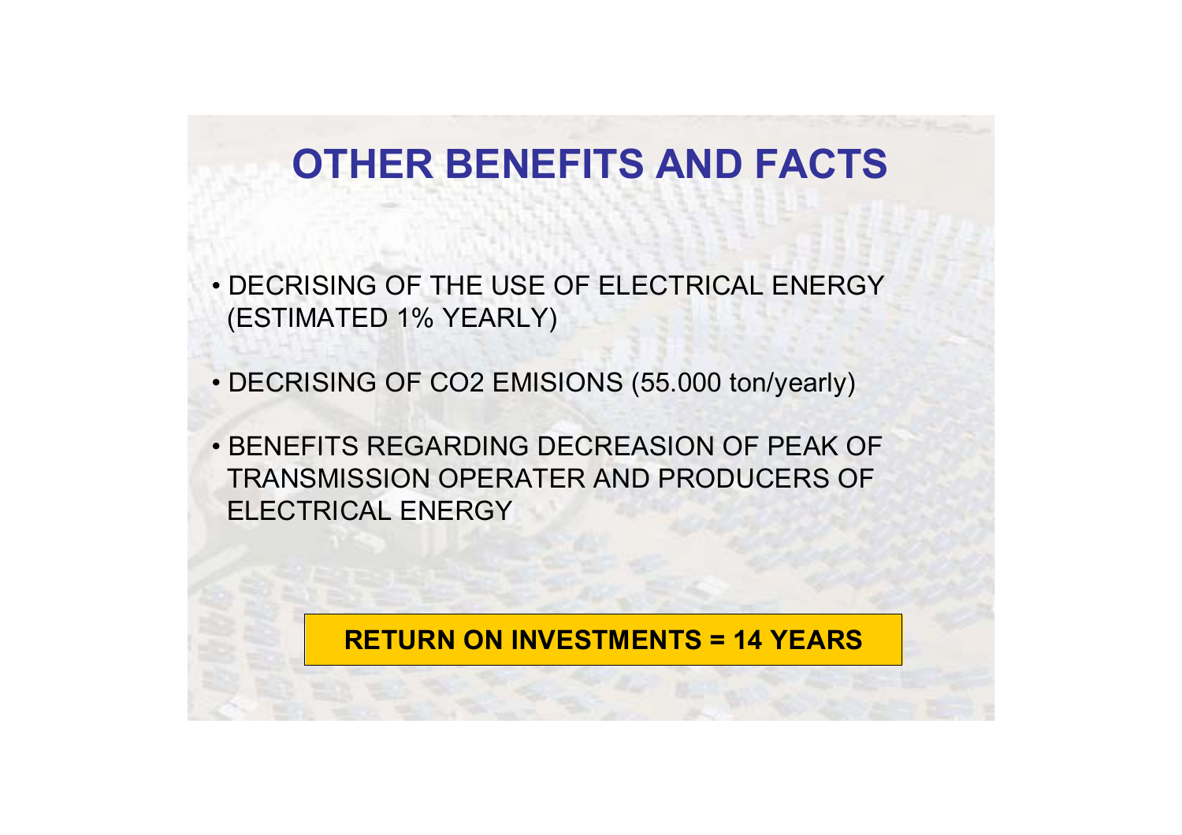# OTHER BENEFITS AND FACTS

- DECRISING OF THE USE OF ELECTRICAL ENERGY (ESTIMATED 1% YEARLY)
- DECRISING OF $CO_2$ EMISIONS (55.000 ton/yearly)
- BENEFITS REGARDING DECREASION OF PEAK OF TRANSMISSION OPERATER AND PRODUCERS OF ELECTRICAL ENERGY

**RETURN ON INVESTMENTS = 14 YEARS**